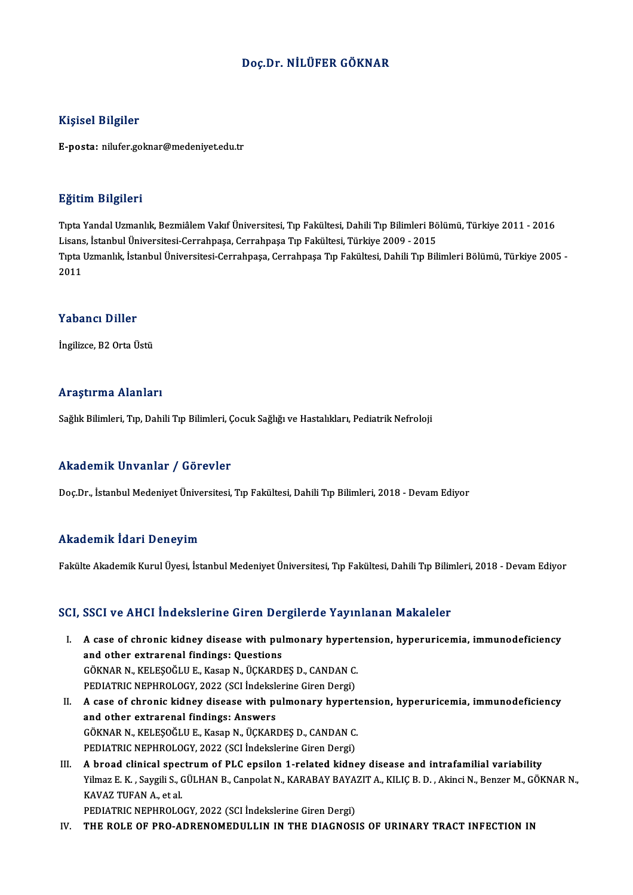# Doç.Dr. NİLÜFER GÖKNAR

## Kişisel Bilgiler

**E-posta:** nilufer.goknar@medeniyet.edu.tr

## Eğitim Bilgileri

Tıpta Yandal Uzmanlık, Bezmiâlem Vakıf Üniversitesi, Tıp Fakültesi, Dahili Tıp Bilimleri Bölümü, Türkiye 2011 - 2016
Lisans, İstanbul Üniversitesi-Cerrahpaşa, Cerrahpaşa Tıp Fakültesi, Türkiye 2009 - 2015
Tıpta Uzmanlık, İstanbul Üniversitesi-Cerrahpaşa, Cerrahpaşa Tıp Fakültesi, Dahili Tıp Bilimleri Bölümü, Türkiye 2005 - 2011

## Yabancı Diller

İngilizce, B2 Orta Üstü

## Araştırma Alanları

Sağlık Bilimleri, Tıp, Dahili Tıp Bilimleri, Çocuk Sağlığı ve Hastalıkları, Pediatrik Nefroloji

## Akademik Unvanlar / Görevler

Doç.Dr., İstanbul Medeniyet Üniversitesi, Tıp Fakültesi, Dahili Tıp Bilimleri, 2018 - Devam Ediyor

## Akademik İdari Deneyim

Fakülte Akademik Kurul Üyesi, İstanbul Medeniyet Üniversitesi, Tıp Fakültesi, Dahili Tıp Bilimleri, 2018 - Devam Ediyor

## SCI, SSCI ve AHCI İndekslerine Giren Dergilerde Yayınlanan Makaleler

I. **A case of chronic kidney disease with pulmonary hypertension, hyperuricemia, immunodeficiency and other extrarenal findings: Questions**
   GÖKNAR N., KELEŞOĞLU E., Kasap N., ÜÇKARDEŞ D., CANDAN C.
   PEDIATRIC NEPHROLOGY, 2022 (SCI İndekslerine Giren Dergi)
II. **A case of chronic kidney disease with pulmonary hypertension, hyperuricemia, immunodeficiency and other extrarenal findings: Answers**
   GÖKNAR N., KELEŞOĞLU E., Kasap N., ÜÇKARDEŞ D., CANDAN C.
   PEDIATRIC NEPHROLOGY, 2022 (SCI İndekslerine Giren Dergi)
III. **A broad clinical spectrum of PLC epsilon 1-related kidney disease and intrafamilial variability**
   Yilmaz E. K. , Saygili S., GÜLHAN B., Canpolat N., KARABAY BAYAZIT A., KILIÇ B. D. , Akinci N., Benzer M., GÖKNAR N., KAVAZ TUFAN A., et al.
   PEDIATRIC NEPHROLOGY, 2022 (SCI İndekslerine Giren Dergi)
IV. **THE ROLE OF PRO-ADRENOMEDULLIN IN THE DIAGNOSIS OF URINARY TRACT INFECTION IN**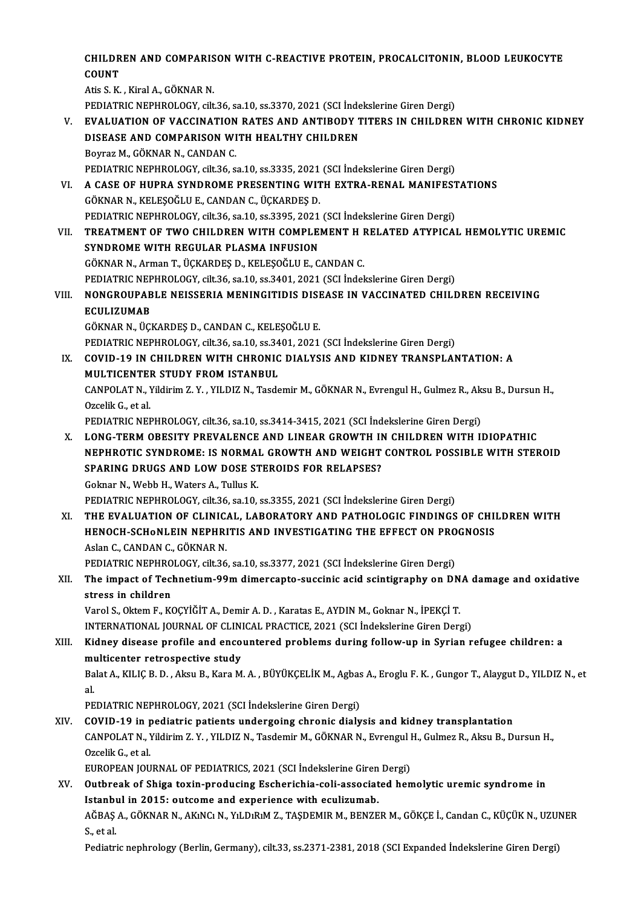CHILDREN AND COMPARISON WITH C-REACTIVE PROTEIN, PROCALCITONIN, BLOOD LEUKOCYTE COUNT
Atis S. K. , Kiral A., GÖKNAR N.
PEDIATRIC NEPHROLOGY, cilt.36, sa.10, ss.3370, 2021 (SCI İndekslerine Giren Dergi)

V. **EVALUATION OF VACCINATION RATES AND ANTIBODY TITERS IN CHILDREN WITH CHRONIC KIDNEY DISEASE AND COMPARISON WITH HEALTHY CHILDREN**
Boyraz M., GÖKNAR N., CANDAN C.
PEDIATRIC NEPHROLOGY, cilt.36, sa.10, ss.3335, 2021 (SCI İndekslerine Giren Dergi)

VI. **A CASE OF HUPRA SYNDROME PRESENTING WITH EXTRA-RENAL MANIFESTATIONS**
GÖKNAR N., KELEŞOĞLU E., CANDAN C., ÜÇKARDEŞ D.
PEDIATRIC NEPHROLOGY, cilt.36, sa.10, ss.3395, 2021 (SCI İndekslerine Giren Dergi)

VII. **TREATMENT OF TWO CHILDREN WITH COMPLEMENT H RELATED ATYPICAL HEMOLYTIC UREMIC SYNDROME WITH REGULAR PLASMA INFUSION**
GÖKNAR N., Arman T., ÜÇKARDEŞ D., KELEŞOĞLU E., CANDAN C.
PEDIATRIC NEPHROLOGY, cilt.36, sa.10, ss.3401, 2021 (SCI İndekslerine Giren Dergi)

VIII. **NONGROUPABLE NEISSERIA MENINGITIDIS DISEASE IN VACCINATED CHILDREN RECEIVING ECULIZUMAB**
GÖKNAR N., ÜÇKARDEŞ D., CANDAN C., KELEŞOĞLU E.
PEDIATRIC NEPHROLOGY, cilt.36, sa.10, ss.3401, 2021 (SCI İndekslerine Giren Dergi)

IX. **COVID-19 IN CHILDREN WITH CHRONIC DIALYSIS AND KIDNEY TRANSPLANTATION: A MULTICENTER STUDY FROM ISTANBUL**
CANPOLAT N., Yildirim Z. Y. , YILDIZ N., Tasdemir M., GÖKNAR N., Evrengul H., Gulmez R., Aksu B., Dursun H., Ozcelik G., et al.
PEDIATRIC NEPHROLOGY, cilt.36, sa.10, ss.3414-3415, 2021 (SCI İndekslerine Giren Dergi)

X. **LONG-TERM OBESITY PREVALENCE AND LINEAR GROWTH IN CHILDREN WITH IDIOPATHIC NEPHROTIC SYNDROME: IS NORMAL GROWTH AND WEIGHT CONTROL POSSIBLE WITH STEROID SPARING DRUGS AND LOW DOSE STEROIDS FOR RELAPSES?**
Goknar N., Webb H., Waters A., Tullus K.
PEDIATRIC NEPHROLOGY, cilt.36, sa.10, ss.3355, 2021 (SCI İndekslerine Giren Dergi)

XI. **THE EVALUATION OF CLINICAL, LABORATORY AND PATHOLOGIC FINDINGS OF CHILDREN WITH HENOCH-SCHoNLEIN NEPHRITIS AND INVESTIGATING THE EFFECT ON PROGNOSIS**
Aslan C., CANDAN C., GÖKNAR N.
PEDIATRIC NEPHROLOGY, cilt.36, sa.10, ss.3377, 2021 (SCI İndekslerine Giren Dergi)

XII. **The impact of Technetium-99m dimercapto-succinic acid scintigraphy on DNA damage and oxidative stress in children**
Varol S., Oktem F., KOÇYİĞİT A., Demir A. D. , Karatas E., AYDIN M., Goknar N., İPEKÇİ T.
INTERNATIONAL JOURNAL OF CLINICAL PRACTICE, 2021 (SCI İndekslerine Giren Dergi)

XIII. **Kidney disease profile and encountered problems during follow-up in Syrian refugee children: a multicenter retrospective study**
Balat A., KILIÇ B. D. , Aksu B., Kara M. A. , BÜYÜKÇELİK M., Agbas A., Eroglu F. K. , Gungor T., Alaygut D., YILDIZ N., et al.
PEDIATRIC NEPHROLOGY, 2021 (SCI İndekslerine Giren Dergi)

XIV. **COVID-19 in pediatric patients undergoing chronic dialysis and kidney transplantation**
CANPOLAT N., Yildirim Z. Y. , YILDIZ N., Tasdemir M., GÖKNAR N., Evrengul H., Gulmez R., Aksu B., Dursun H., Ozcelik G., et al.
EUROPEAN JOURNAL OF PEDIATRICS, 2021 (SCI İndekslerine Giren Dergi)

XV. **Outbreak of Shiga toxin-producing Escherichia-coli-associated hemolytic uremic syndrome in Istanbul in 2015: outcome and experience with eculizumab.**
AĞBAŞ A., GÖKNAR N., AKıNCı N., YıLDıRıM Z., TAŞDEMIR M., BENZER M., GÖKÇE İ., Candan C., KÜÇÜK N., UZUNER S., et al.
Pediatric nephrology (Berlin, Germany), cilt.33, ss.2371-2381, 2018 (SCI Expanded İndekslerine Giren Dergi)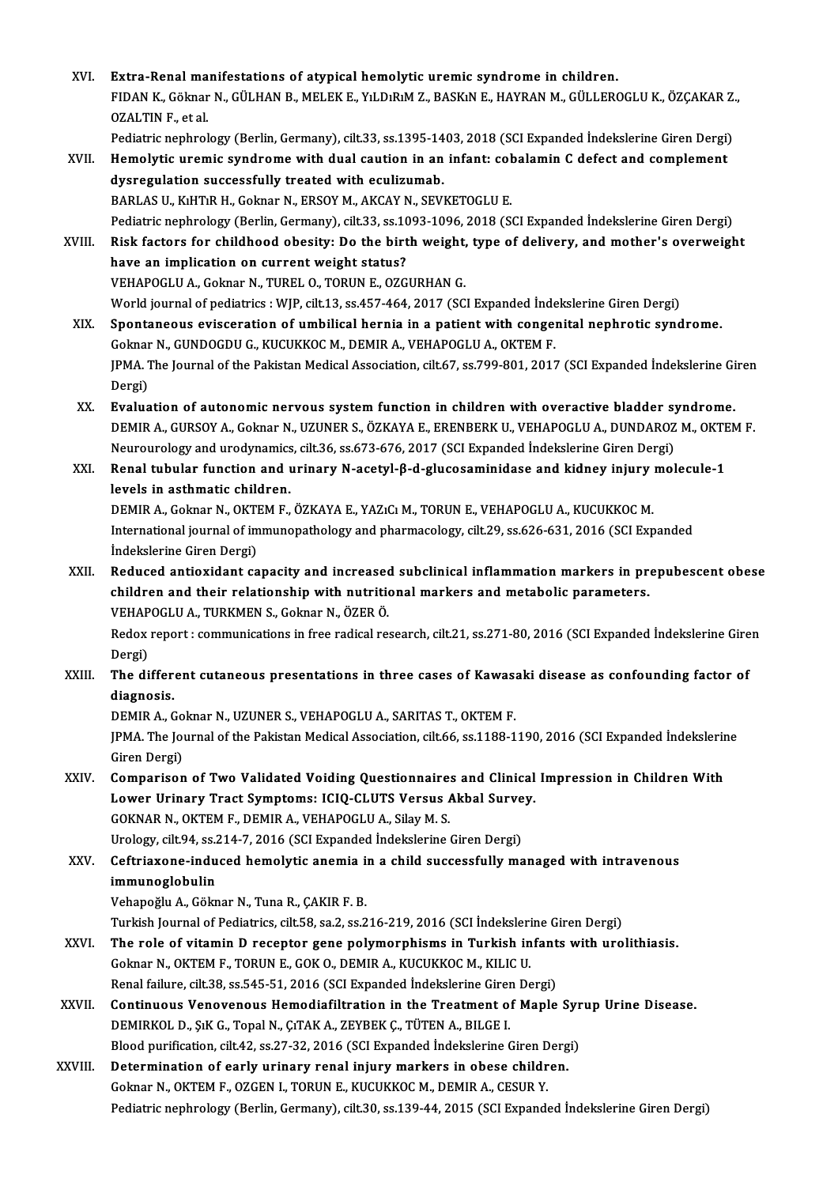XVI. **Extra-Renal manifestations of atypical hemolytic uremic syndrome in children.**
FIDAN K., Göknar N., GÜLHAN B., MELEK E., YıLDıRıM Z., BASKıN E., HAYRAN M., GÜLLEROGLU K., ÖZÇAKAR Z., OZALTIN F., et al.
Pediatric nephrology (Berlin, Germany), cilt.33, ss.1395-1403, 2018 (SCI Expanded İndekslerine Giren Dergi)

XVII. **Hemolytic uremic syndrome with dual caution in an infant: cobalamin C defect and complement dysregulation successfully treated with eculizumab.**
BARLAS U., KıHTıR H., Goknar N., ERSOY M., AKCAY N., SEVKETOGLU E.
Pediatric nephrology (Berlin, Germany), cilt.33, ss.1093-1096, 2018 (SCI Expanded İndekslerine Giren Dergi)

XVIII. **Risk factors for childhood obesity: Do the birth weight, type of delivery, and mother's overweight have an implication on current weight status?**
VEHAPOGLU A., Goknar N., TUREL O., TORUN E., OZGURHAN G.
World journal of pediatrics : WJP, cilt.13, ss.457-464, 2017 (SCI Expanded İndekslerine Giren Dergi)

XIX. **Spontaneous evisceration of umbilical hernia in a patient with congenital nephrotic syndrome.**
Goknar N., GUNDOGDU G., KUCUKKOC M., DEMIR A., VEHAPOGLU A., OKTEM F.
JPMA. The Journal of the Pakistan Medical Association, cilt.67, ss.799-801, 2017 (SCI Expanded İndekslerine Giren Dergi)

XX. **Evaluation of autonomic nervous system function in children with overactive bladder syndrome.**
DEMIR A., GURSOY A., Goknar N., UZUNER S., ÖZKAYA E., ERENBERK U., VEHAPOGLU A., DUNDAROZ M., OKTEM F.
Neurourology and urodynamics, cilt.36, ss.673-676, 2017 (SCI Expanded İndekslerine Giren Dergi)

XXI. **Renal tubular function and urinary N-acetyl-β-d-glucosaminidase and kidney injury molecule-1 levels in asthmatic children.**
DEMIR A., Goknar N., OKTEM F., ÖZKAYA E., YAZıCı M., TORUN E., VEHAPOGLU A., KUCUKKOC M.
International journal of immunopathology and pharmacology, cilt.29, ss.626-631, 2016 (SCI Expanded İndekslerine Giren Dergi)

XXII. **Reduced antioxidant capacity and increased subclinical inflammation markers in prepubescent obese children and their relationship with nutritional markers and metabolic parameters.**
VEHAPOGLU A., TURKMEN S., Goknar N., ÖZER Ö.
Redox report : communications in free radical research, cilt.21, ss.271-80, 2016 (SCI Expanded İndekslerine Giren Dergi)

XXIII. **The different cutaneous presentations in three cases of Kawasaki disease as confounding factor of diagnosis.**
DEMIR A., Goknar N., UZUNER S., VEHAPOGLU A., SARITAS T., OKTEM F.
JPMA. The Journal of the Pakistan Medical Association, cilt.66, ss.1188-1190, 2016 (SCI Expanded İndekslerine Giren Dergi)

XXIV. **Comparison of Two Validated Voiding Questionnaires and Clinical Impression in Children With Lower Urinary Tract Symptoms: ICIQ-CLUTS Versus Akbal Survey.**
GOKNAR N., OKTEM F., DEMIR A., VEHAPOGLU A., Silay M. S.
Urology, cilt.94, ss.214-7, 2016 (SCI Expanded İndekslerine Giren Dergi)

XXV. **Ceftriaxone-induced hemolytic anemia in a child successfully managed with intravenous immunoglobulin**
Vehapoğlu A., Göknar N., Tuna R., ÇAKIR F. B.
Turkish Journal of Pediatrics, cilt.58, sa.2, ss.216-219, 2016 (SCI İndekslerine Giren Dergi)

XXVI. **The role of vitamin D receptor gene polymorphisms in Turkish infants with urolithiasis.**
Goknar N., OKTEM F., TORUN E., GOK O., DEMIR A., KUCUKKOC M., KILIC U.
Renal failure, cilt.38, ss.545-51, 2016 (SCI Expanded İndekslerine Giren Dergi)

XXVII. **Continuous Venovenous Hemodiafiltration in the Treatment of Maple Syrup Urine Disease.**
DEMIRKOL D., ŞıK G., Topal N., ÇıTAK A., ZEYBEK Ç., TÜTEN A., BILGE I.
Blood purification, cilt.42, ss.27-32, 2016 (SCI Expanded İndekslerine Giren Dergi)

XXVIII. **Determination of early urinary renal injury markers in obese children.**
Goknar N., OKTEM F., OZGEN I., TORUN E., KUCUKKOC M., DEMIR A., CESUR Y.
Pediatric nephrology (Berlin, Germany), cilt.30, ss.139-44, 2015 (SCI Expanded İndekslerine Giren Dergi)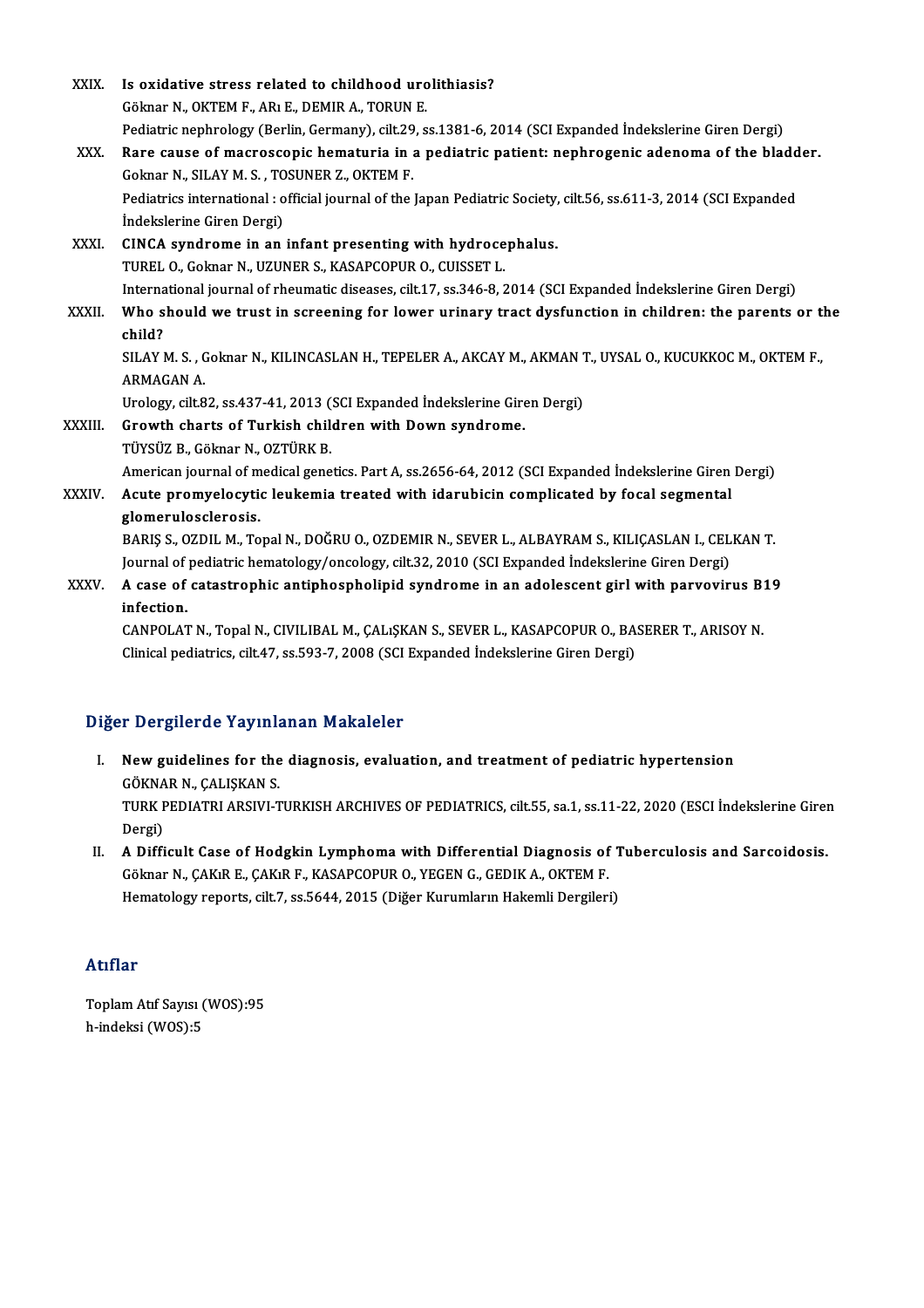XXIX. **Is oxidative stress related to childhood urolithiasis?**
Göknar N., OKTEM F., ARı E., DEMIR A., TORUN E.
Pediatric nephrology (Berlin, Germany), cilt.29, ss.1381-6, 2014 (SCI Expanded İndekslerine Giren Dergi)

XXX. **Rare cause of macroscopic hematuria in a pediatric patient: nephrogenic adenoma of the bladder.**
Goknar N., SILAY M. S. , TOSUNER Z., OKTEM F.
Pediatrics international : official journal of the Japan Pediatric Society, cilt.56, ss.611-3, 2014 (SCI Expanded İndekslerine Giren Dergi)

XXXI. **CINCA syndrome in an infant presenting with hydrocephalus.**
TUREL O., Goknar N., UZUNER S., KASAPCOPUR O., CUISSET L.
International journal of rheumatic diseases, cilt.17, ss.346-8, 2014 (SCI Expanded İndekslerine Giren Dergi)

XXXII. **Who should we trust in screening for lower urinary tract dysfunction in children: the parents or the child?**
SILAY M. S. , Goknar N., KILINCASLAN H., TEPELER A., AKCAY M., AKMAN T., UYSAL O., KUCUKKOC M., OKTEM F., ARMAGAN A.
Urology, cilt.82, ss.437-41, 2013 (SCI Expanded İndekslerine Giren Dergi)

XXXIII. **Growth charts of Turkish children with Down syndrome.**
TÜYSÜZ B., Göknar N., OZTÜRK B.
American journal of medical genetics. Part A, ss.2656-64, 2012 (SCI Expanded İndekslerine Giren Dergi)

XXXIV. **Acute promyelocytic leukemia treated with idarubicin complicated by focal segmental glomerulosclerosis.**
BARIŞ S., OZDIL M., Topal N., DOĞRU O., OZDEMIR N., SEVER L., ALBAYRAM S., KILIÇASLAN I., CELKAN T.
Journal of pediatric hematology/oncology, cilt.32, 2010 (SCI Expanded İndekslerine Giren Dergi)

XXXV. **A case of catastrophic antiphospholipid syndrome in an adolescent girl with parvovirus B19 infection.**
CANPOLAT N., Topal N., CIVILIBAL M., ÇALıŞKAN S., SEVER L., KASAPCOPUR O., BASERER T., ARISOY N.
Clinical pediatrics, cilt.47, ss.593-7, 2008 (SCI Expanded İndekslerine Giren Dergi)

## Diğer Dergilerde Yayınlanan Makaleler

I. **New guidelines for the diagnosis, evaluation, and treatment of pediatric hypertension**
GÖKNAR N., ÇALIŞKAN S.
TURK PEDIATRI ARSIVI-TURKISH ARCHIVES OF PEDIATRICS, cilt.55, sa.1, ss.11-22, 2020 (ESCI İndekslerine Giren Dergi)

II. **A Difficult Case of Hodgkin Lymphoma with Differential Diagnosis of Tuberculosis and Sarcoidosis.**
Göknar N., ÇAKıR E., ÇAKıR F., KASAPCOPUR O., YEGEN G., GEDIK A., OKTEM F.
Hematology reports, cilt.7, ss.5644, 2015 (Diğer Kurumların Hakemli Dergileri)

## Atıflar

Toplam Atıf Sayısı (WOS):95
h-indeksi (WOS):5